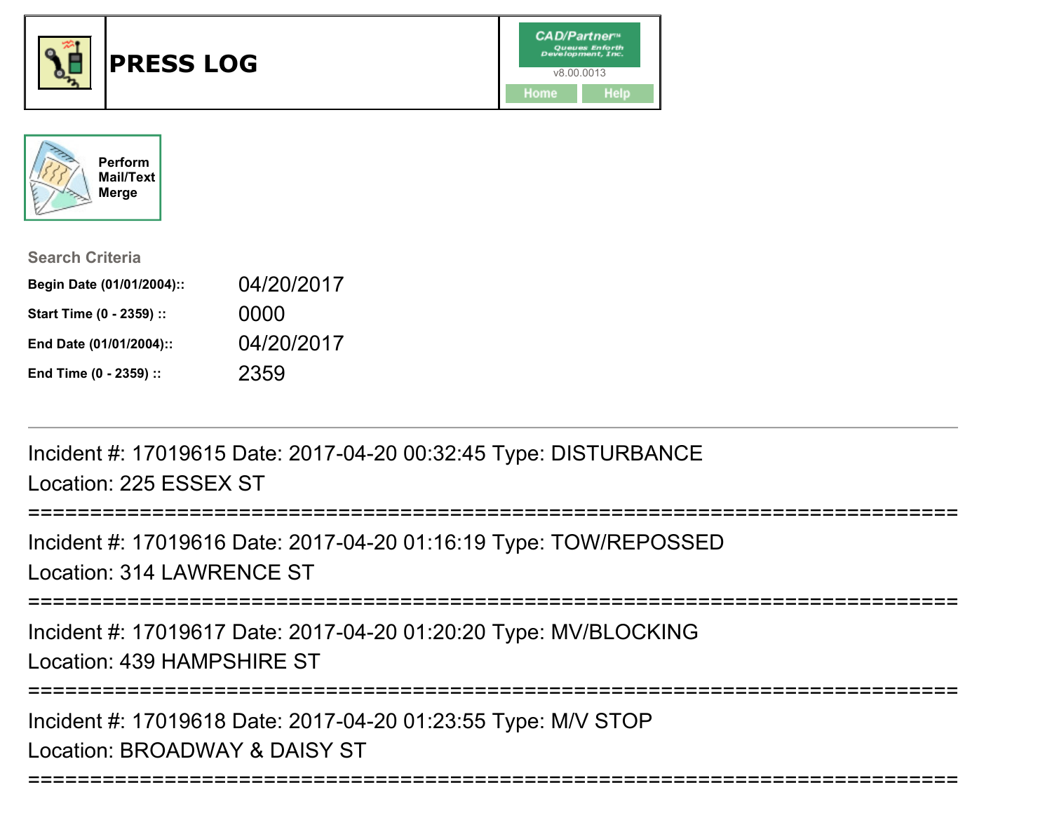# PRESS LOG

CAD/Partner™
Queues Enforth Development, Inc.
v8.00.0013

Home Help

Perform Mail/Text Merge

**Search Criteria**

| | |
|---|---|
| **Begin Date (01/01/2004)::** | 04/20/2017 |
| **Start Time (0 - 2359) ::** | 0000 |
| **End Date (01/01/2004)::** | 04/20/2017 |
| **End Time (0 - 2359) ::** | 2359 |

---

Incident #: 17019615 Date: 2017-04-20 00:32:45 Type: DISTURBANCE
Location: 225 ESSEX ST

===========================================================================

Incident #: 17019616 Date: 2017-04-20 01:16:19 Type: TOW/REPOSSED
Location: 314 LAWRENCE ST

===========================================================================

Incident #: 17019617 Date: 2017-04-20 01:20:20 Type: MV/BLOCKING
Location: 439 HAMPSHIRE ST

===========================================================================

Incident #: 17019618 Date: 2017-04-20 01:23:55 Type: M/V STOP
Location: BROADWAY & DAISY ST

===========================================================================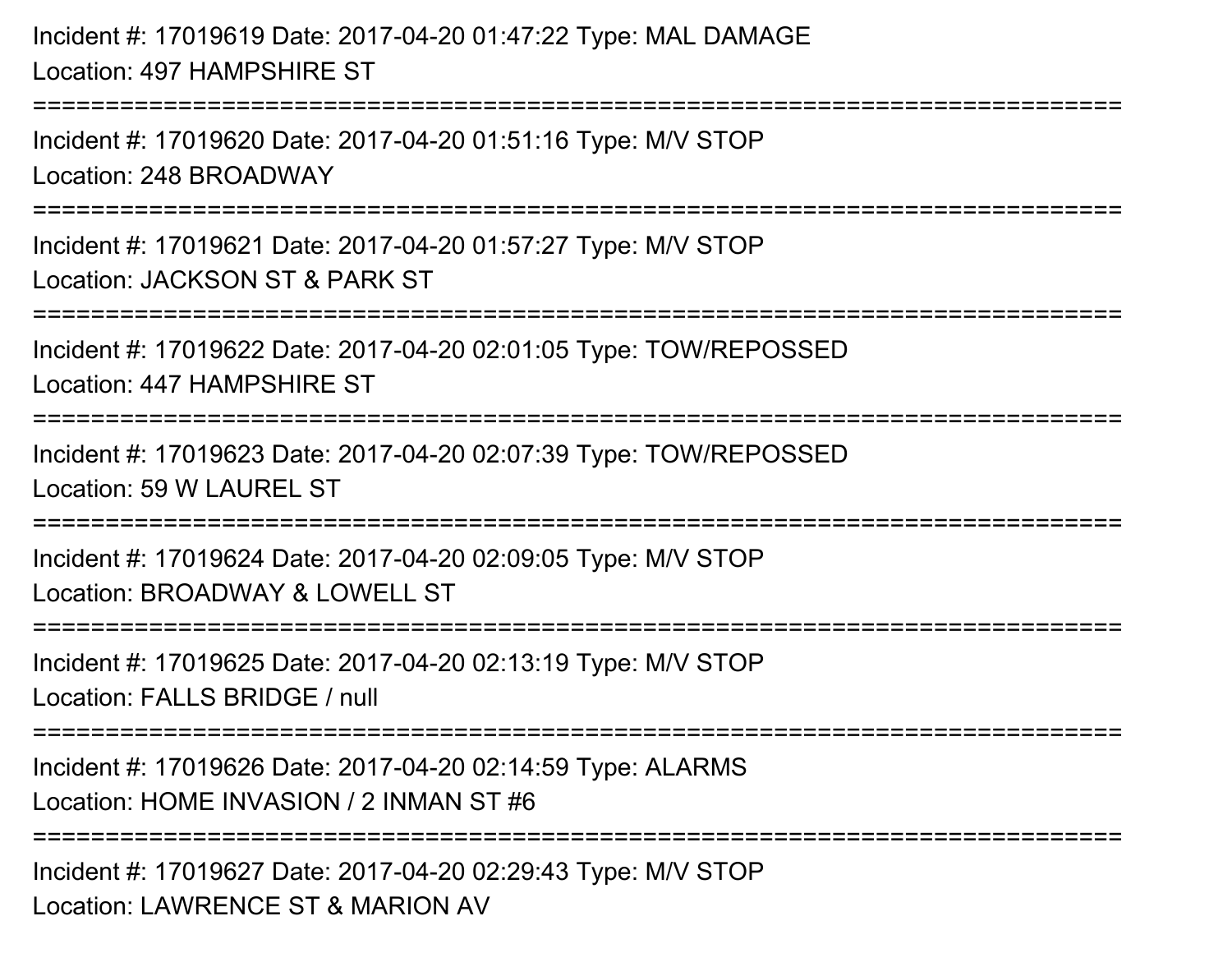Incident #: 17019619 Date: 2017-04-20 01:47:22 Type: MAL DAMAGE
Location: 497 HAMPSHIRE ST

===========================================================================

Incident #: 17019620 Date: 2017-04-20 01:51:16 Type: M/V STOP
Location: 248 BROADWAY

===========================================================================

Incident #: 17019621 Date: 2017-04-20 01:57:27 Type: M/V STOP
Location: JACKSON ST & PARK ST

===========================================================================

Incident #: 17019622 Date: 2017-04-20 02:01:05 Type: TOW/REPOSSED
Location: 447 HAMPSHIRE ST

===========================================================================

Incident #: 17019623 Date: 2017-04-20 02:07:39 Type: TOW/REPOSSED
Location: 59 W LAUREL ST

===========================================================================

Incident #: 17019624 Date: 2017-04-20 02:09:05 Type: M/V STOP
Location: BROADWAY & LOWELL ST

===========================================================================

Incident #: 17019625 Date: 2017-04-20 02:13:19 Type: M/V STOP
Location: FALLS BRIDGE / null

===========================================================================

Incident #: 17019626 Date: 2017-04-20 02:14:59 Type: ALARMS
Location: HOME INVASION / 2 INMAN ST #6

===========================================================================

Incident #: 17019627 Date: 2017-04-20 02:29:43 Type: M/V STOP
Location: LAWRENCE ST & MARION AV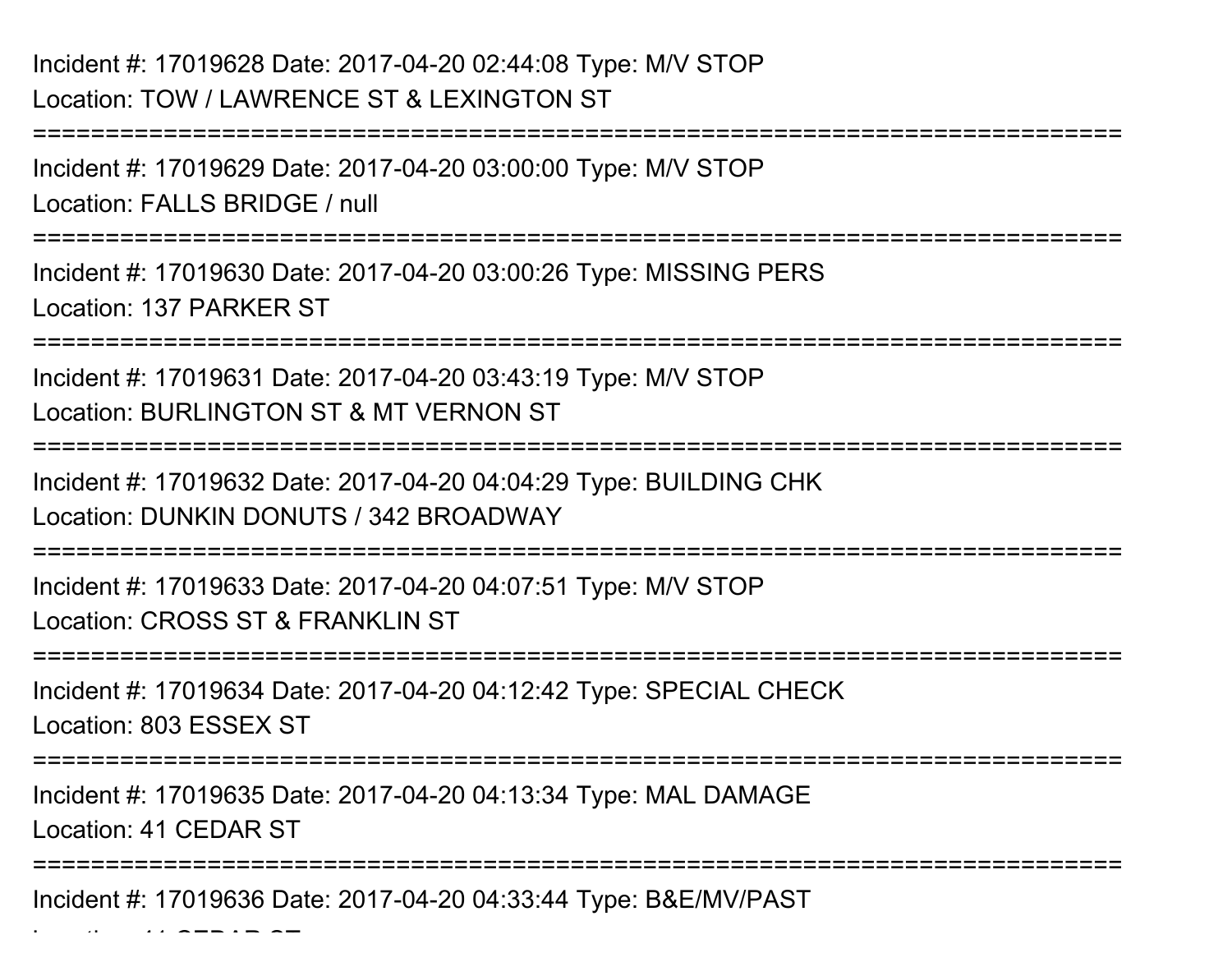Incident #: 17019628 Date: 2017-04-20 02:44:08 Type: M/V STOP
Location: TOW / LAWRENCE ST & LEXINGTON ST

===========================================================================

Incident #: 17019629 Date: 2017-04-20 03:00:00 Type: M/V STOP
Location: FALLS BRIDGE / null

===========================================================================

Incident #: 17019630 Date: 2017-04-20 03:00:26 Type: MISSING PERS
Location: 137 PARKER ST

===========================================================================

Incident #: 17019631 Date: 2017-04-20 03:43:19 Type: M/V STOP
Location: BURLINGTON ST & MT VERNON ST

===========================================================================

Incident #: 17019632 Date: 2017-04-20 04:04:29 Type: BUILDING CHK
Location: DUNKIN DONUTS / 342 BROADWAY

===========================================================================

Incident #: 17019633 Date: 2017-04-20 04:07:51 Type: M/V STOP
Location: CROSS ST & FRANKLIN ST

===========================================================================

Incident #: 17019634 Date: 2017-04-20 04:12:42 Type: SPECIAL CHECK
Location: 803 ESSEX ST

===========================================================================

Incident #: 17019635 Date: 2017-04-20 04:13:34 Type: MAL DAMAGE
Location: 41 CEDAR ST

===========================================================================

Incident #: 17019636 Date: 2017-04-20 04:33:44 Type: B&E/MV/PAST
Location: 41 CEDAR ST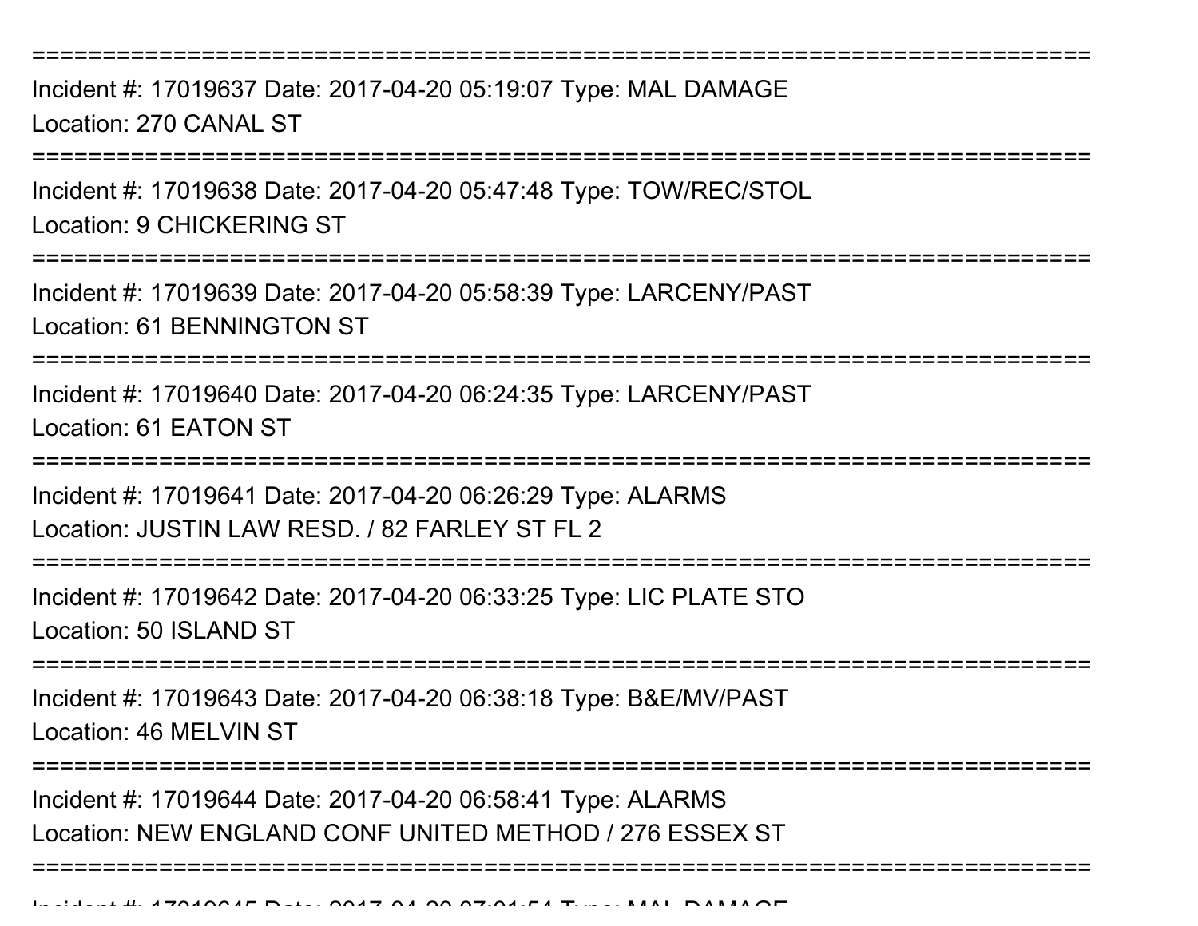===========================================================================

Incident #: 17019637 Date: 2017-04-20 05:19:07 Type: MAL DAMAGE
Location: 270 CANAL ST

===========================================================================

Incident #: 17019638 Date: 2017-04-20 05:47:48 Type: TOW/REC/STOL
Location: 9 CHICKERING ST

===========================================================================

Incident #: 17019639 Date: 2017-04-20 05:58:39 Type: LARCENY/PAST
Location: 61 BENNINGTON ST

===========================================================================

Incident #: 17019640 Date: 2017-04-20 06:24:35 Type: LARCENY/PAST
Location: 61 EATON ST

===========================================================================

Incident #: 17019641 Date: 2017-04-20 06:26:29 Type: ALARMS
Location: JUSTIN LAW RESD. / 82 FARLEY ST FL 2

===========================================================================

Incident #: 17019642 Date: 2017-04-20 06:33:25 Type: LIC PLATE STO
Location: 50 ISLAND ST

===========================================================================

Incident #: 17019643 Date: 2017-04-20 06:38:18 Type: B&E/MV/PAST
Location: 46 MELVIN ST

===========================================================================

Incident #: 17019644 Date: 2017-04-20 06:58:41 Type: ALARMS
Location: NEW ENGLAND CONF UNITED METHOD / 276 ESSEX ST

===========================================================================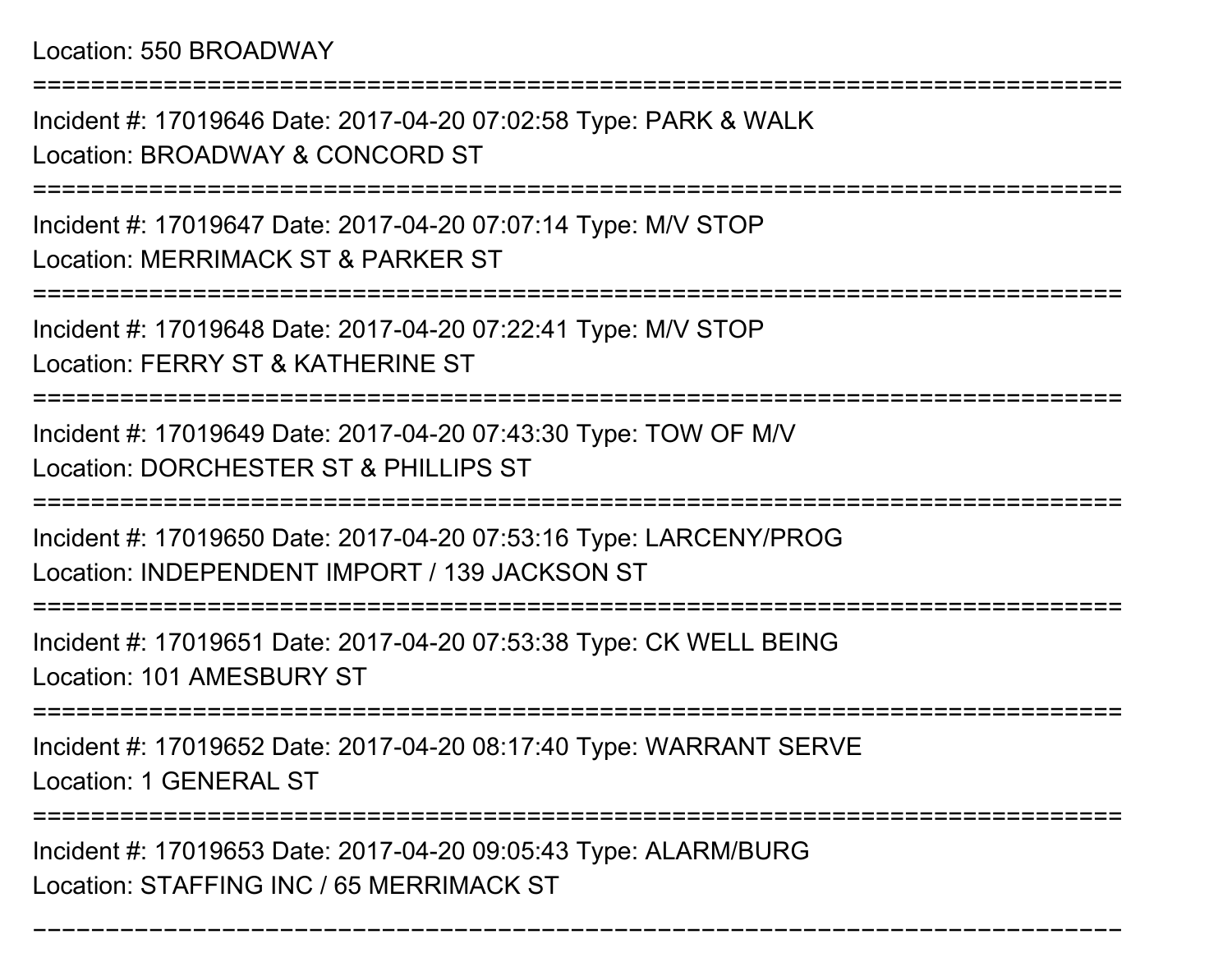Location: 550 BROADWAY

===========================================================================

Incident #: 17019646 Date: 2017-04-20 07:02:58 Type: PARK & WALK
Location: BROADWAY & CONCORD ST

===========================================================================

Incident #: 17019647 Date: 2017-04-20 07:07:14 Type: M/V STOP
Location: MERRIMACK ST & PARKER ST

===========================================================================

Incident #: 17019648 Date: 2017-04-20 07:22:41 Type: M/V STOP
Location: FERRY ST & KATHERINE ST

===========================================================================

Incident #: 17019649 Date: 2017-04-20 07:43:30 Type: TOW OF M/V
Location: DORCHESTER ST & PHILLIPS ST

===========================================================================

Incident #: 17019650 Date: 2017-04-20 07:53:16 Type: LARCENY/PROG
Location: INDEPENDENT IMPORT / 139 JACKSON ST

===========================================================================

Incident #: 17019651 Date: 2017-04-20 07:53:38 Type: CK WELL BEING
Location: 101 AMESBURY ST

===========================================================================

Incident #: 17019652 Date: 2017-04-20 08:17:40 Type: WARRANT SERVE
Location: 1 GENERAL ST

===========================================================================

Incident #: 17019653 Date: 2017-04-20 09:05:43 Type: ALARM/BURG
Location: STAFFING INC / 65 MERRIMACK ST

===========================================================================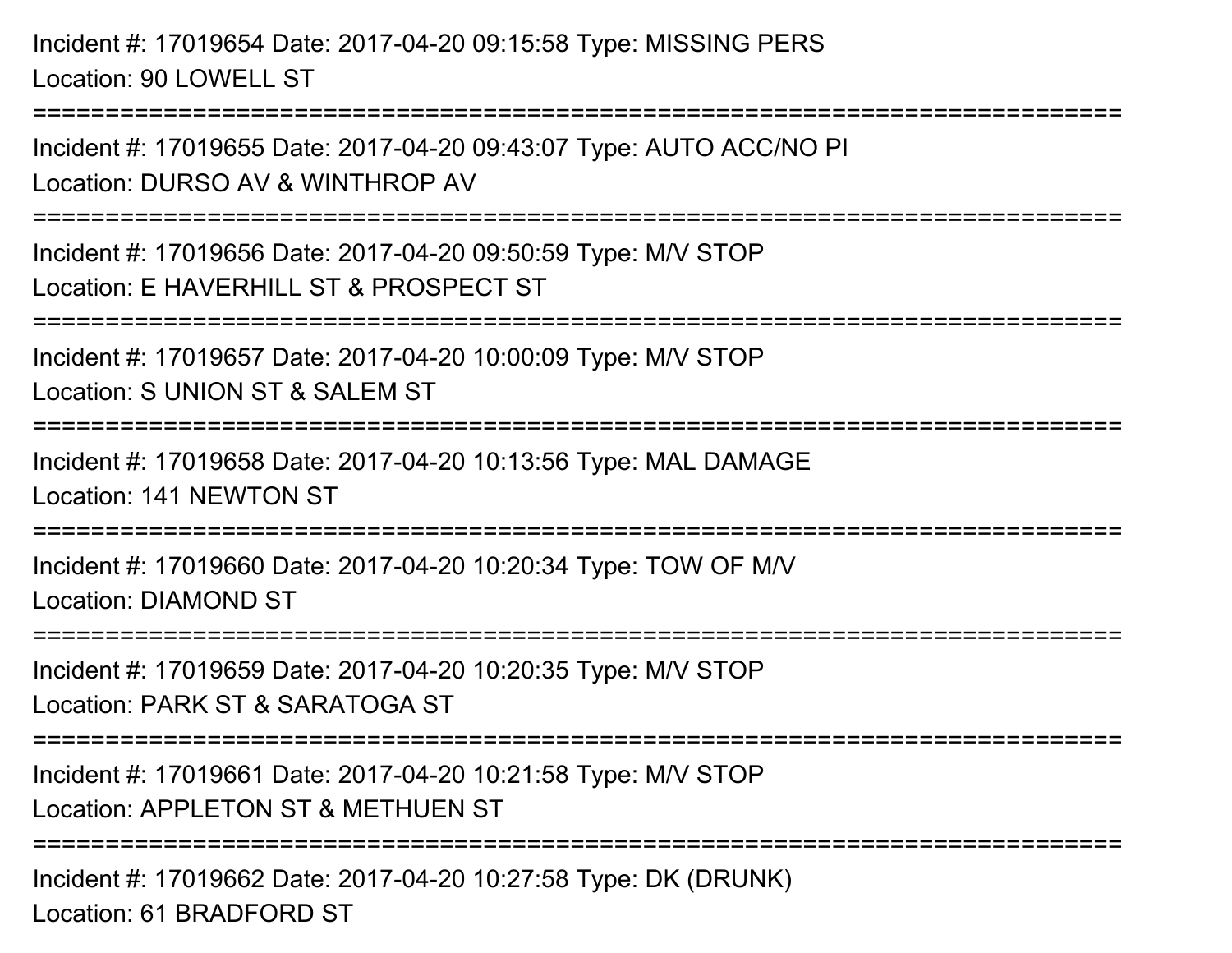Incident #: 17019654 Date: 2017-04-20 09:15:58 Type: MISSING PERS
Location: 90 LOWELL ST

===========================================================================

Incident #: 17019655 Date: 2017-04-20 09:43:07 Type: AUTO ACC/NO PI
Location: DURSO AV & WINTHROP AV

===========================================================================

Incident #: 17019656 Date: 2017-04-20 09:50:59 Type: M/V STOP
Location: E HAVERHILL ST & PROSPECT ST

===========================================================================

Incident #: 17019657 Date: 2017-04-20 10:00:09 Type: M/V STOP
Location: S UNION ST & SALEM ST

===========================================================================

Incident #: 17019658 Date: 2017-04-20 10:13:56 Type: MAL DAMAGE
Location: 141 NEWTON ST

===========================================================================

Incident #: 17019660 Date: 2017-04-20 10:20:34 Type: TOW OF M/V
Location: DIAMOND ST

===========================================================================

Incident #: 17019659 Date: 2017-04-20 10:20:35 Type: M/V STOP
Location: PARK ST & SARATOGA ST

===========================================================================

Incident #: 17019661 Date: 2017-04-20 10:21:58 Type: M/V STOP
Location: APPLETON ST & METHUEN ST

===========================================================================

Incident #: 17019662 Date: 2017-04-20 10:27:58 Type: DK (DRUNK)
Location: 61 BRADFORD ST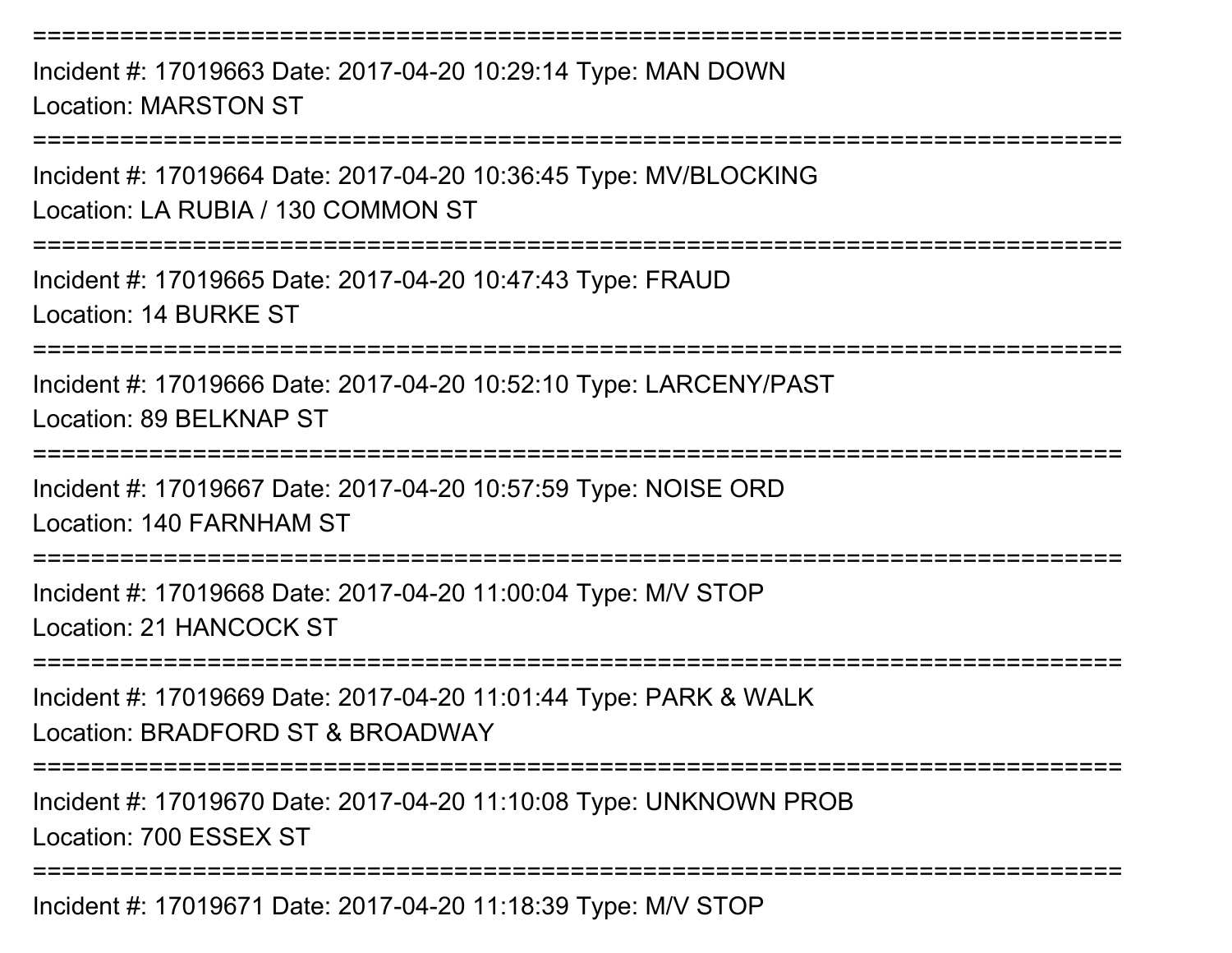================================================================================

Incident #: 17019663 Date: 2017-04-20 10:29:14 Type: MAN DOWN
Location: MARSTON ST

================================================================================

Incident #: 17019664 Date: 2017-04-20 10:36:45 Type: MV/BLOCKING
Location: LA RUBIA / 130 COMMON ST

================================================================================

Incident #: 17019665 Date: 2017-04-20 10:47:43 Type: FRAUD
Location: 14 BURKE ST

================================================================================

Incident #: 17019666 Date: 2017-04-20 10:52:10 Type: LARCENY/PAST
Location: 89 BELKNAP ST

================================================================================

Incident #: 17019667 Date: 2017-04-20 10:57:59 Type: NOISE ORD
Location: 140 FARNHAM ST

================================================================================

Incident #: 17019668 Date: 2017-04-20 11:00:04 Type: M/V STOP
Location: 21 HANCOCK ST

================================================================================

Incident #: 17019669 Date: 2017-04-20 11:01:44 Type: PARK & WALK
Location: BRADFORD ST & BROADWAY

================================================================================

Incident #: 17019670 Date: 2017-04-20 11:10:08 Type: UNKNOWN PROB
Location: 700 ESSEX ST

================================================================================

Incident #: 17019671 Date: 2017-04-20 11:18:39 Type: M/V STOP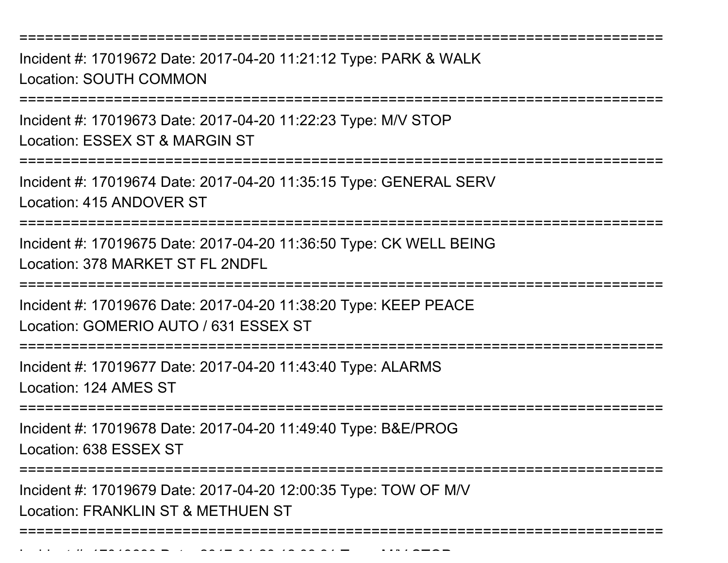===========================================================================

Incident #: 17019672 Date: 2017-04-20 11:21:12 Type: PARK & WALK
Location: SOUTH COMMON

===========================================================================

Incident #: 17019673 Date: 2017-04-20 11:22:23 Type: M/V STOP
Location: ESSEX ST & MARGIN ST

===========================================================================

Incident #: 17019674 Date: 2017-04-20 11:35:15 Type: GENERAL SERV
Location: 415 ANDOVER ST

===========================================================================

Incident #: 17019675 Date: 2017-04-20 11:36:50 Type: CK WELL BEING
Location: 378 MARKET ST FL 2NDFL

===========================================================================

Incident #: 17019676 Date: 2017-04-20 11:38:20 Type: KEEP PEACE
Location: GOMERIO AUTO / 631 ESSEX ST

===========================================================================

Incident #: 17019677 Date: 2017-04-20 11:43:40 Type: ALARMS
Location: 124 AMES ST

===========================================================================

Incident #: 17019678 Date: 2017-04-20 11:49:40 Type: B&E/PROG
Location: 638 ESSEX ST

===========================================================================

Incident #: 17019679 Date: 2017-04-20 12:00:35 Type: TOW OF M/V
Location: FRANKLIN ST & METHUEN ST

===========================================================================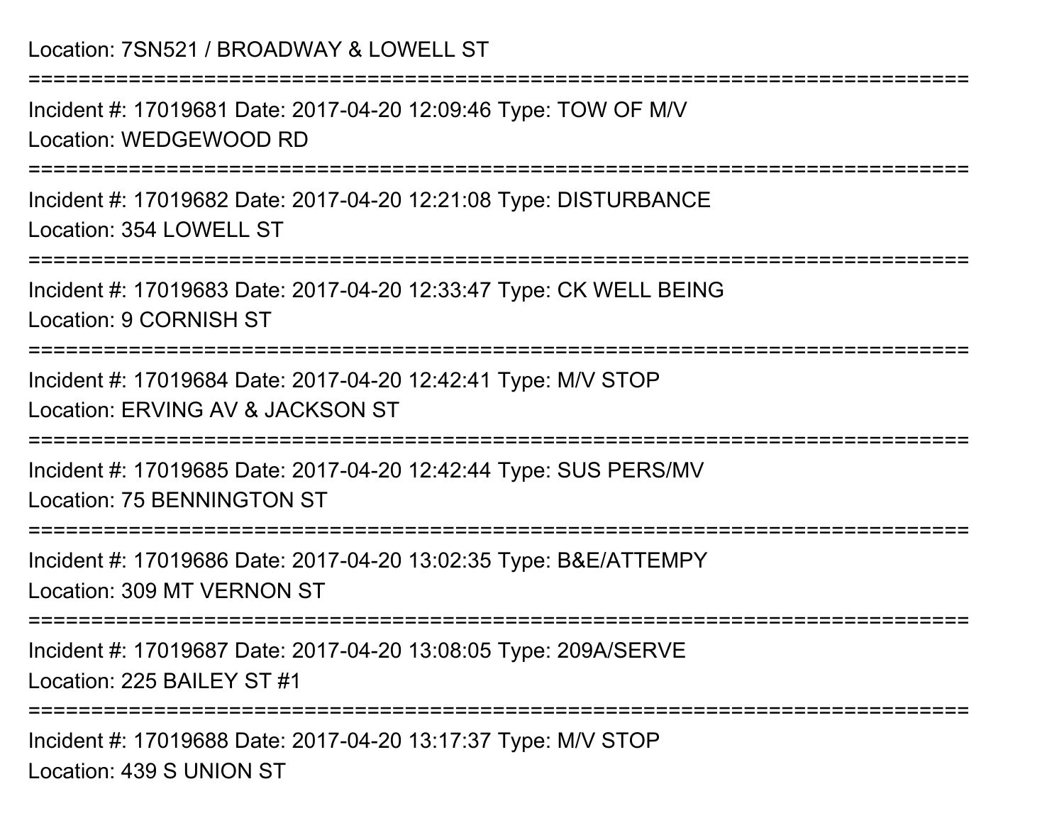Location: 7SN521 / BROADWAY & LOWELL ST

===========================================================================

Incident #: 17019681 Date: 2017-04-20 12:09:46 Type: TOW OF M/V

Location: WEDGEWOOD RD

===========================================================================

Incident #: 17019682 Date: 2017-04-20 12:21:08 Type: DISTURBANCE

Location: 354 LOWELL ST

===========================================================================

Incident #: 17019683 Date: 2017-04-20 12:33:47 Type: CK WELL BEING

Location: 9 CORNISH ST

===========================================================================

Incident #: 17019684 Date: 2017-04-20 12:42:41 Type: M/V STOP

Location: ERVING AV & JACKSON ST

===========================================================================

Incident #: 17019685 Date: 2017-04-20 12:42:44 Type: SUS PERS/MV

Location: 75 BENNINGTON ST

===========================================================================

Incident #: 17019686 Date: 2017-04-20 13:02:35 Type: B&E/ATTEMPY

Location: 309 MT VERNON ST

===========================================================================

Incident #: 17019687 Date: 2017-04-20 13:08:05 Type: 209A/SERVE

Location: 225 BAILEY ST #1

===========================================================================

Incident #: 17019688 Date: 2017-04-20 13:17:37 Type: M/V STOP

Location: 439 S UNION ST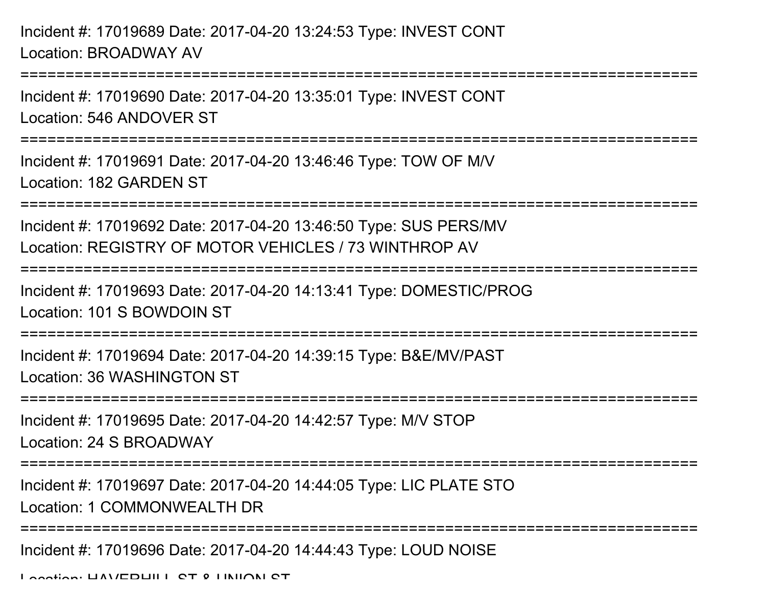Incident #: 17019689 Date: 2017-04-20 13:24:53 Type: INVEST CONT
Location: BROADWAY AV

===========================================================================

Incident #: 17019690 Date: 2017-04-20 13:35:01 Type: INVEST CONT
Location: 546 ANDOVER ST

===========================================================================

Incident #: 17019691 Date: 2017-04-20 13:46:46 Type: TOW OF M/V
Location: 182 GARDEN ST

===========================================================================

Incident #: 17019692 Date: 2017-04-20 13:46:50 Type: SUS PERS/MV
Location: REGISTRY OF MOTOR VEHICLES / 73 WINTHROP AV

===========================================================================

Incident #: 17019693 Date: 2017-04-20 14:13:41 Type: DOMESTIC/PROG
Location: 101 S BOWDOIN ST

===========================================================================

Incident #: 17019694 Date: 2017-04-20 14:39:15 Type: B&E/MV/PAST
Location: 36 WASHINGTON ST

===========================================================================

Incident #: 17019695 Date: 2017-04-20 14:42:57 Type: M/V STOP
Location: 24 S BROADWAY

===========================================================================

Incident #: 17019697 Date: 2017-04-20 14:44:05 Type: LIC PLATE STO
Location: 1 COMMONWEALTH DR

===========================================================================

Incident #: 17019696 Date: 2017-04-20 14:44:43 Type: LOUD NOISE
Location: HAVERHILL ST & UNION ST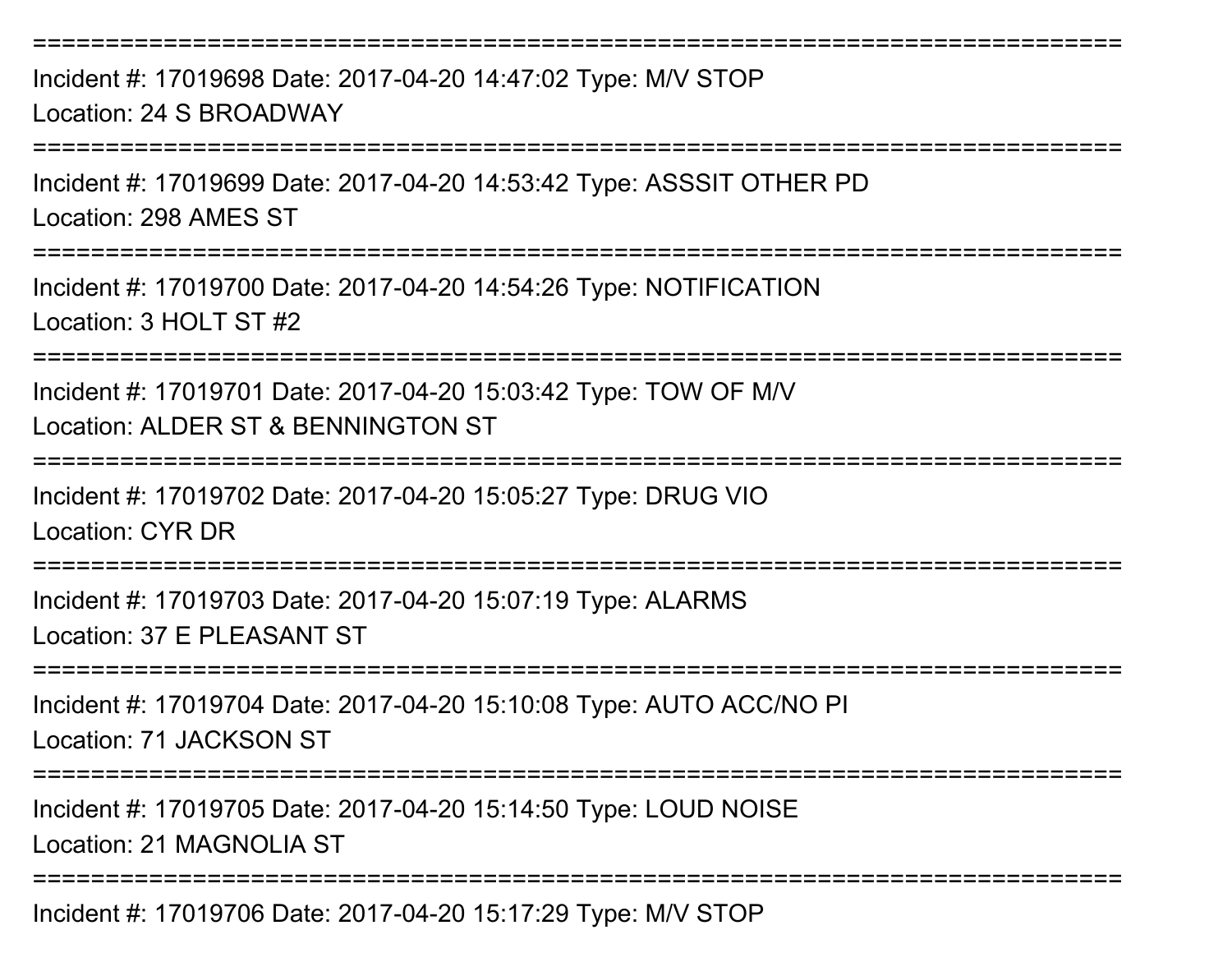===========================================================================
Incident #: 17019698 Date: 2017-04-20 14:47:02 Type: M/V STOP
Location: 24 S BROADWAY
===========================================================================
Incident #: 17019699 Date: 2017-04-20 14:53:42 Type: ASSSIT OTHER PD
Location: 298 AMES ST
===========================================================================
Incident #: 17019700 Date: 2017-04-20 14:54:26 Type: NOTIFICATION
Location: 3 HOLT ST #2
===========================================================================
Incident #: 17019701 Date: 2017-04-20 15:03:42 Type: TOW OF M/V
Location: ALDER ST & BENNINGTON ST
===========================================================================
Incident #: 17019702 Date: 2017-04-20 15:05:27 Type: DRUG VIO
Location: CYR DR
===========================================================================
Incident #: 17019703 Date: 2017-04-20 15:07:19 Type: ALARMS
Location: 37 E PLEASANT ST
===========================================================================
Incident #: 17019704 Date: 2017-04-20 15:10:08 Type: AUTO ACC/NO PI
Location: 71 JACKSON ST
===========================================================================
Incident #: 17019705 Date: 2017-04-20 15:14:50 Type: LOUD NOISE
Location: 21 MAGNOLIA ST
===========================================================================
Incident #: 17019706 Date: 2017-04-20 15:17:29 Type: M/V STOP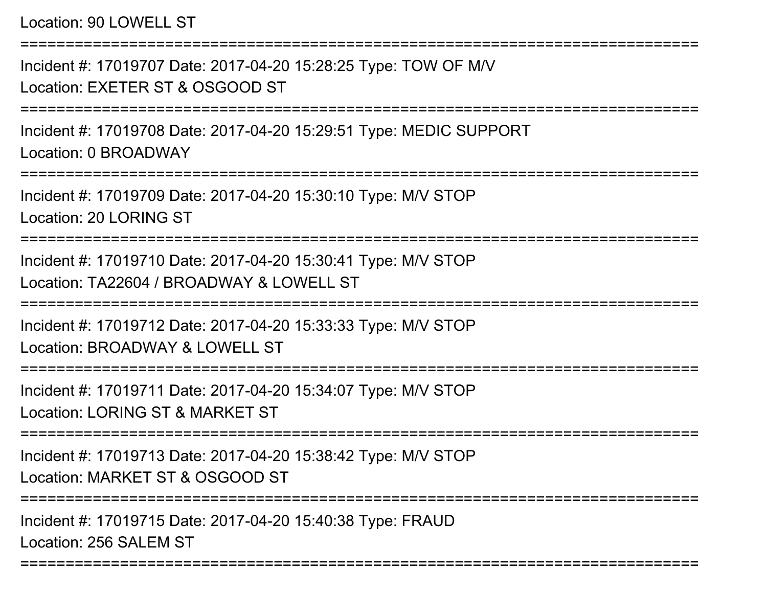Location: 90 LOWELL ST

===========================================================================

Incident #: 17019707 Date: 2017-04-20 15:28:25 Type: TOW OF M/V

Location: EXETER ST & OSGOOD ST

===========================================================================

Incident #: 17019708 Date: 2017-04-20 15:29:51 Type: MEDIC SUPPORT

Location: 0 BROADWAY

===========================================================================

Incident #: 17019709 Date: 2017-04-20 15:30:10 Type: M/V STOP

Location: 20 LORING ST

===========================================================================

Incident #: 17019710 Date: 2017-04-20 15:30:41 Type: M/V STOP

Location: TA22604 / BROADWAY & LOWELL ST

===========================================================================

Incident #: 17019712 Date: 2017-04-20 15:33:33 Type: M/V STOP

Location: BROADWAY & LOWELL ST

===========================================================================

Incident #: 17019711 Date: 2017-04-20 15:34:07 Type: M/V STOP

Location: LORING ST & MARKET ST

===========================================================================

Incident #: 17019713 Date: 2017-04-20 15:38:42 Type: M/V STOP

Location: MARKET ST & OSGOOD ST

===========================================================================

Incident #: 17019715 Date: 2017-04-20 15:40:38 Type: FRAUD

Location: 256 SALEM ST

===========================================================================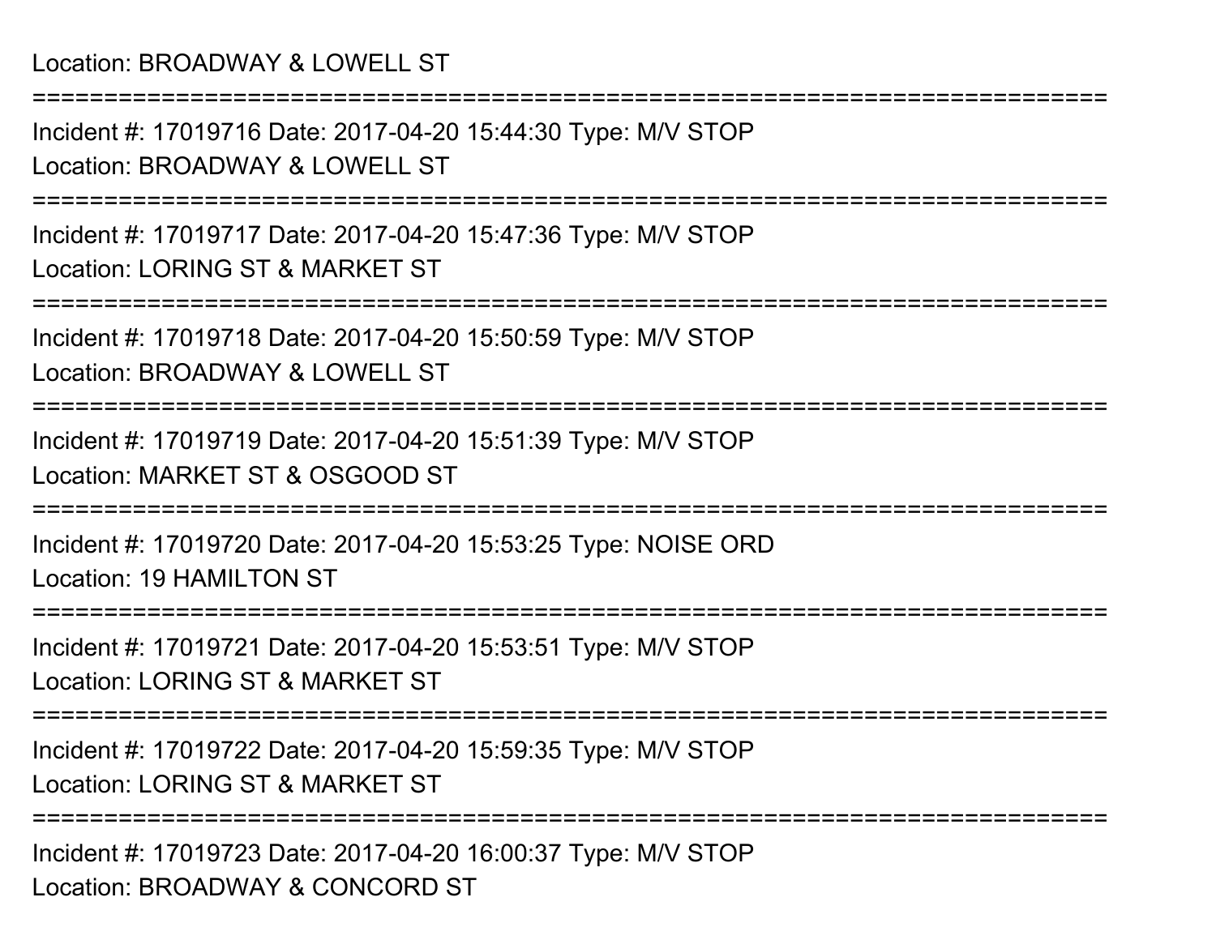Location: BROADWAY & LOWELL ST

===========================================================================

Incident #: 17019716 Date: 2017-04-20 15:44:30 Type: M/V STOP

Location: BROADWAY & LOWELL ST

===========================================================================

Incident #: 17019717 Date: 2017-04-20 15:47:36 Type: M/V STOP

Location: LORING ST & MARKET ST

===========================================================================

Incident #: 17019718 Date: 2017-04-20 15:50:59 Type: M/V STOP

Location: BROADWAY & LOWELL ST

===========================================================================

Incident #: 17019719 Date: 2017-04-20 15:51:39 Type: M/V STOP

Location: MARKET ST & OSGOOD ST

===========================================================================

Incident #: 17019720 Date: 2017-04-20 15:53:25 Type: NOISE ORD

Location: 19 HAMILTON ST

===========================================================================

Incident #: 17019721 Date: 2017-04-20 15:53:51 Type: M/V STOP

Location: LORING ST & MARKET ST

===========================================================================

Incident #: 17019722 Date: 2017-04-20 15:59:35 Type: M/V STOP

Location: LORING ST & MARKET ST

===========================================================================

Incident #: 17019723 Date: 2017-04-20 16:00:37 Type: M/V STOP

Location: BROADWAY & CONCORD ST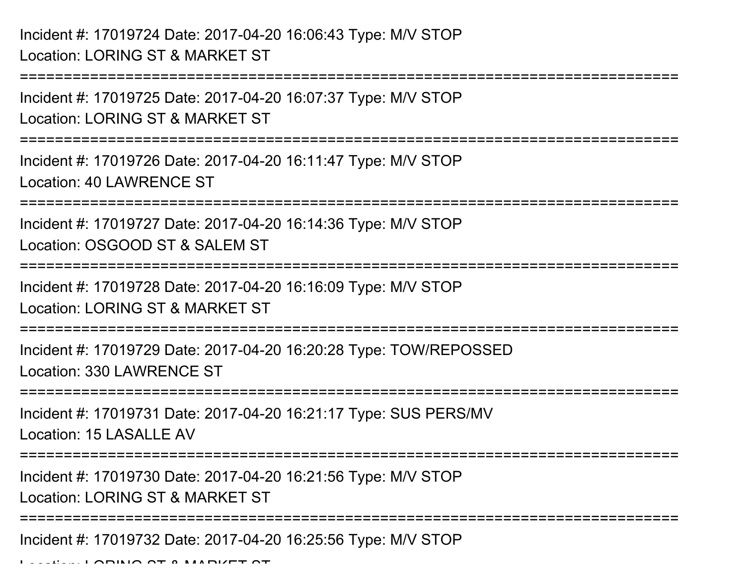Incident #: 17019724 Date: 2017-04-20 16:06:43 Type: M/V STOP
Location: LORING ST & MARKET ST

===========================================================================

Incident #: 17019725 Date: 2017-04-20 16:07:37 Type: M/V STOP
Location: LORING ST & MARKET ST

===========================================================================

Incident #: 17019726 Date: 2017-04-20 16:11:47 Type: M/V STOP
Location: 40 LAWRENCE ST

===========================================================================

Incident #: 17019727 Date: 2017-04-20 16:14:36 Type: M/V STOP
Location: OSGOOD ST & SALEM ST

===========================================================================

Incident #: 17019728 Date: 2017-04-20 16:16:09 Type: M/V STOP
Location: LORING ST & MARKET ST

===========================================================================

Incident #: 17019729 Date: 2017-04-20 16:20:28 Type: TOW/REPOSSED
Location: 330 LAWRENCE ST

===========================================================================

Incident #: 17019731 Date: 2017-04-20 16:21:17 Type: SUS PERS/MV
Location: 15 LASALLE AV

===========================================================================

Incident #: 17019730 Date: 2017-04-20 16:21:56 Type: M/V STOP
Location: LORING ST & MARKET ST

===========================================================================

Incident #: 17019732 Date: 2017-04-20 16:25:56 Type: M/V STOP
Location: LORING ST & MARKET ST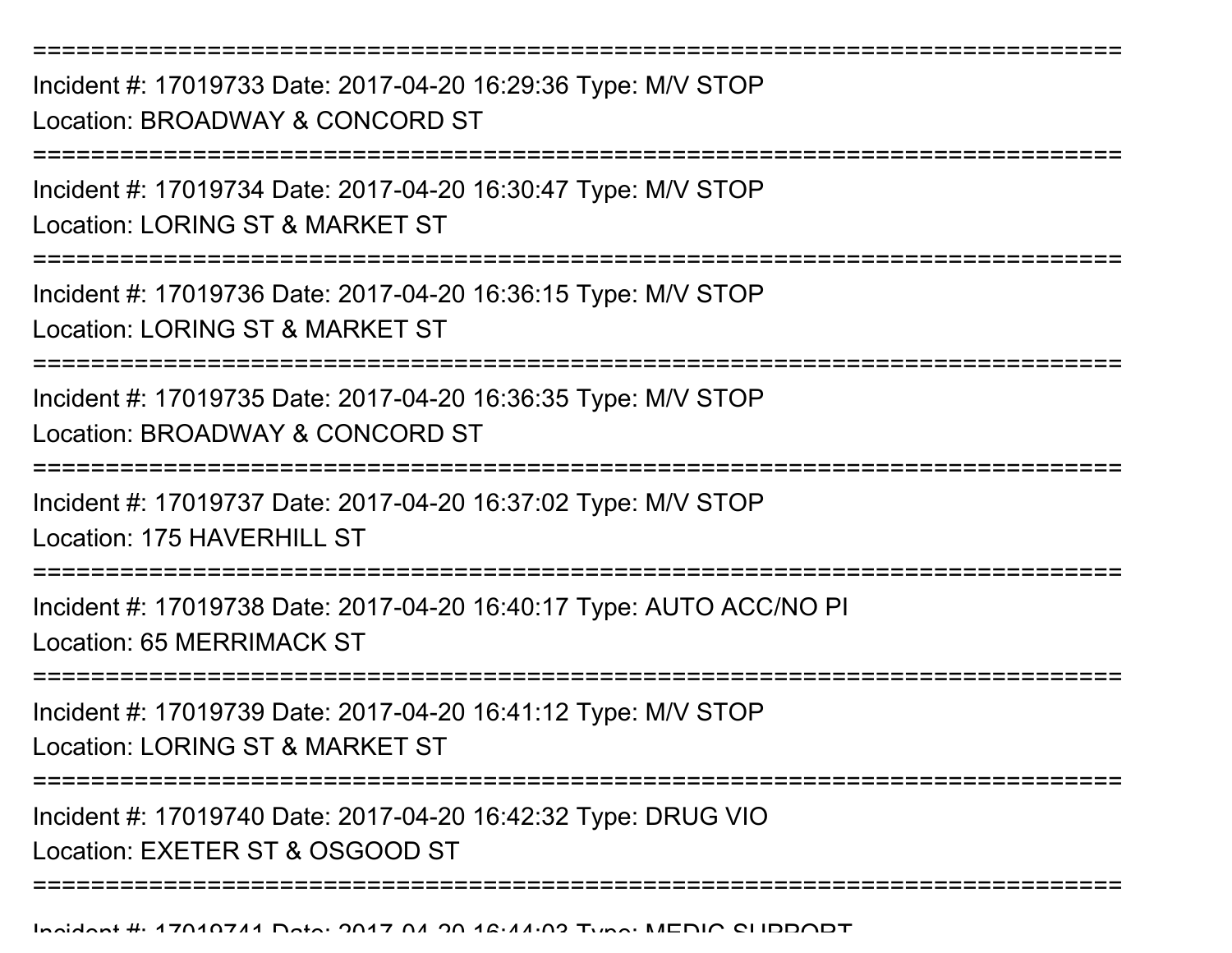===========================================================================

Incident #: 17019733 Date: 2017-04-20 16:29:36 Type: M/V STOP

Location: BROADWAY & CONCORD ST

===========================================================================

Incident #: 17019734 Date: 2017-04-20 16:30:47 Type: M/V STOP

Location: LORING ST & MARKET ST

===========================================================================

Incident #: 17019736 Date: 2017-04-20 16:36:15 Type: M/V STOP

Location: LORING ST & MARKET ST

===========================================================================

Incident #: 17019735 Date: 2017-04-20 16:36:35 Type: M/V STOP

Location: BROADWAY & CONCORD ST

===========================================================================

Incident #: 17019737 Date: 2017-04-20 16:37:02 Type: M/V STOP

Location: 175 HAVERHILL ST

===========================================================================

Incident #: 17019738 Date: 2017-04-20 16:40:17 Type: AUTO ACC/NO PI

Location: 65 MERRIMACK ST

===========================================================================

Incident #: 17019739 Date: 2017-04-20 16:41:12 Type: M/V STOP

Location: LORING ST & MARKET ST

===========================================================================

Incident #: 17019740 Date: 2017-04-20 16:42:32 Type: DRUG VIO

Location: EXETER ST & OSGOOD ST

===========================================================================

Incident #: 17019741 Date: 2017-04-20 16:44:03 Type: MEDIC SUPPORT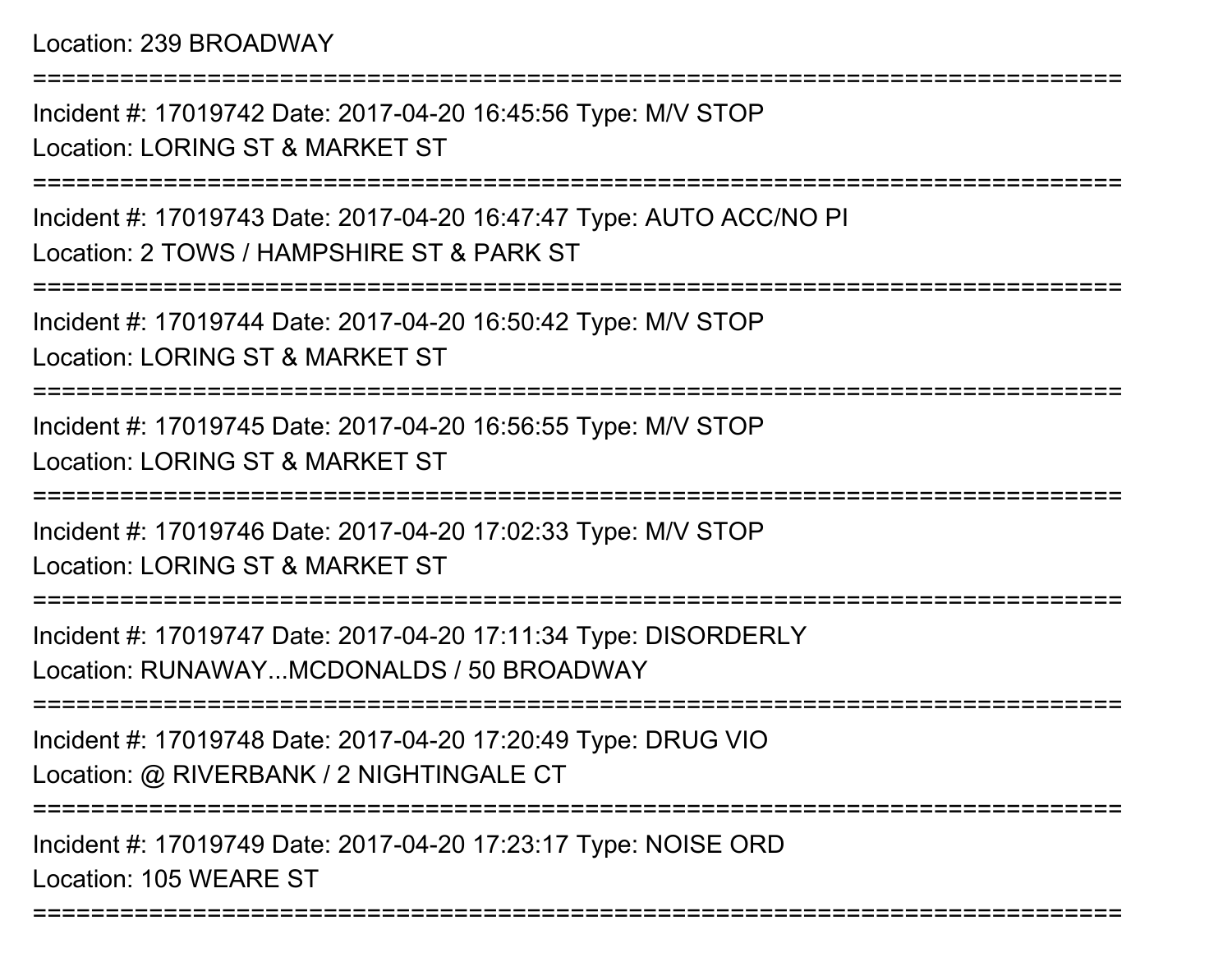Location: 239 BROADWAY

===========================================================================

Incident #: 17019742 Date: 2017-04-20 16:45:56 Type: M/V STOP

Location: LORING ST & MARKET ST

===========================================================================

Incident #: 17019743 Date: 2017-04-20 16:47:47 Type: AUTO ACC/NO PI

Location: 2 TOWS / HAMPSHIRE ST & PARK ST

===========================================================================

Incident #: 17019744 Date: 2017-04-20 16:50:42 Type: M/V STOP

Location: LORING ST & MARKET ST

===========================================================================

Incident #: 17019745 Date: 2017-04-20 16:56:55 Type: M/V STOP

Location: LORING ST & MARKET ST

===========================================================================

Incident #: 17019746 Date: 2017-04-20 17:02:33 Type: M/V STOP

Location: LORING ST & MARKET ST

===========================================================================

Incident #: 17019747 Date: 2017-04-20 17:11:34 Type: DISORDERLY

Location: RUNAWAY...MCDONALDS / 50 BROADWAY

===========================================================================

Incident #: 17019748 Date: 2017-04-20 17:20:49 Type: DRUG VIO

Location: @ RIVERBANK / 2 NIGHTINGALE CT

===========================================================================

Incident #: 17019749 Date: 2017-04-20 17:23:17 Type: NOISE ORD

Location: 105 WEARE ST

===========================================================================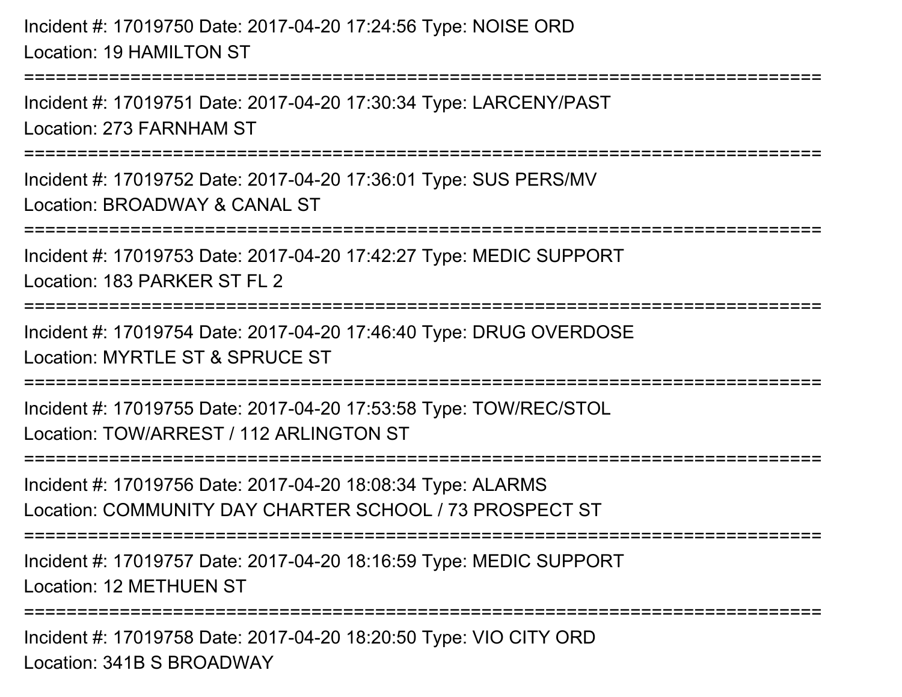Incident #: 17019750 Date: 2017-04-20 17:24:56 Type: NOISE ORD
Location: 19 HAMILTON ST

===========================================================================

Incident #: 17019751 Date: 2017-04-20 17:30:34 Type: LARCENY/PAST
Location: 273 FARNHAM ST

===========================================================================

Incident #: 17019752 Date: 2017-04-20 17:36:01 Type: SUS PERS/MV
Location: BROADWAY & CANAL ST

===========================================================================

Incident #: 17019753 Date: 2017-04-20 17:42:27 Type: MEDIC SUPPORT
Location: 183 PARKER ST FL 2

===========================================================================

Incident #: 17019754 Date: 2017-04-20 17:46:40 Type: DRUG OVERDOSE
Location: MYRTLE ST & SPRUCE ST

===========================================================================

Incident #: 17019755 Date: 2017-04-20 17:53:58 Type: TOW/REC/STOL
Location: TOW/ARREST / 112 ARLINGTON ST

===========================================================================

Incident #: 17019756 Date: 2017-04-20 18:08:34 Type: ALARMS
Location: COMMUNITY DAY CHARTER SCHOOL / 73 PROSPECT ST

===========================================================================

Incident #: 17019757 Date: 2017-04-20 18:16:59 Type: MEDIC SUPPORT
Location: 12 METHUEN ST

===========================================================================

Incident #: 17019758 Date: 2017-04-20 18:20:50 Type: VIO CITY ORD
Location: 341B S BROADWAY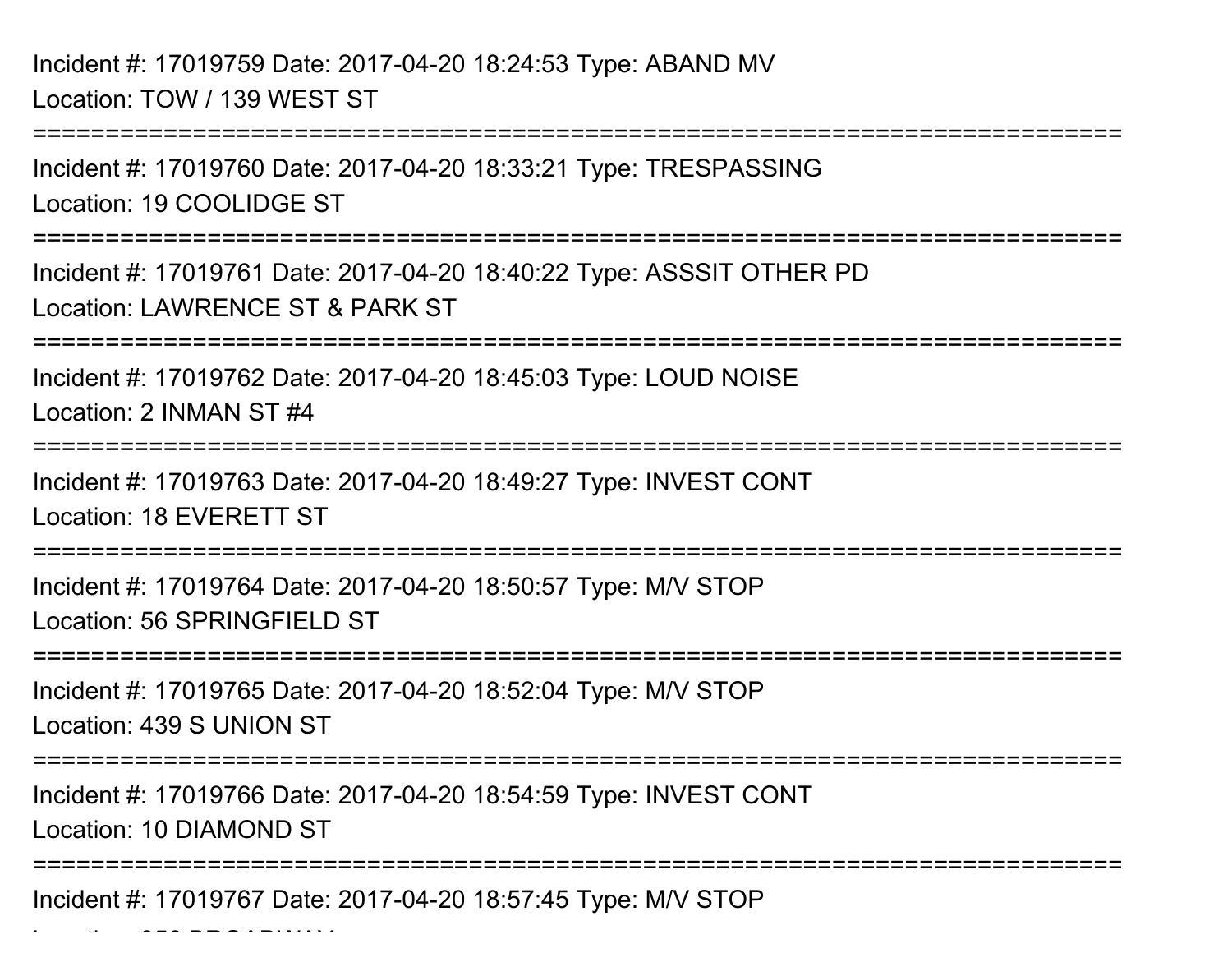Incident #: 17019759 Date: 2017-04-20 18:24:53 Type: ABAND MV
Location: TOW / 139 WEST ST

===========================================================================

Incident #: 17019760 Date: 2017-04-20 18:33:21 Type: TRESPASSING
Location: 19 COOLIDGE ST

===========================================================================

Incident #: 17019761 Date: 2017-04-20 18:40:22 Type: ASSSIT OTHER PD
Location: LAWRENCE ST & PARK ST

===========================================================================

Incident #: 17019762 Date: 2017-04-20 18:45:03 Type: LOUD NOISE
Location: 2 INMAN ST #4

===========================================================================

Incident #: 17019763 Date: 2017-04-20 18:49:27 Type: INVEST CONT
Location: 18 EVERETT ST

===========================================================================

Incident #: 17019764 Date: 2017-04-20 18:50:57 Type: M/V STOP
Location: 56 SPRINGFIELD ST

===========================================================================

Incident #: 17019765 Date: 2017-04-20 18:52:04 Type: M/V STOP
Location: 439 S UNION ST

===========================================================================

Incident #: 17019766 Date: 2017-04-20 18:54:59 Type: INVEST CONT
Location: 10 DIAMOND ST

===========================================================================

Incident #: 17019767 Date: 2017-04-20 18:57:45 Type: M/V STOP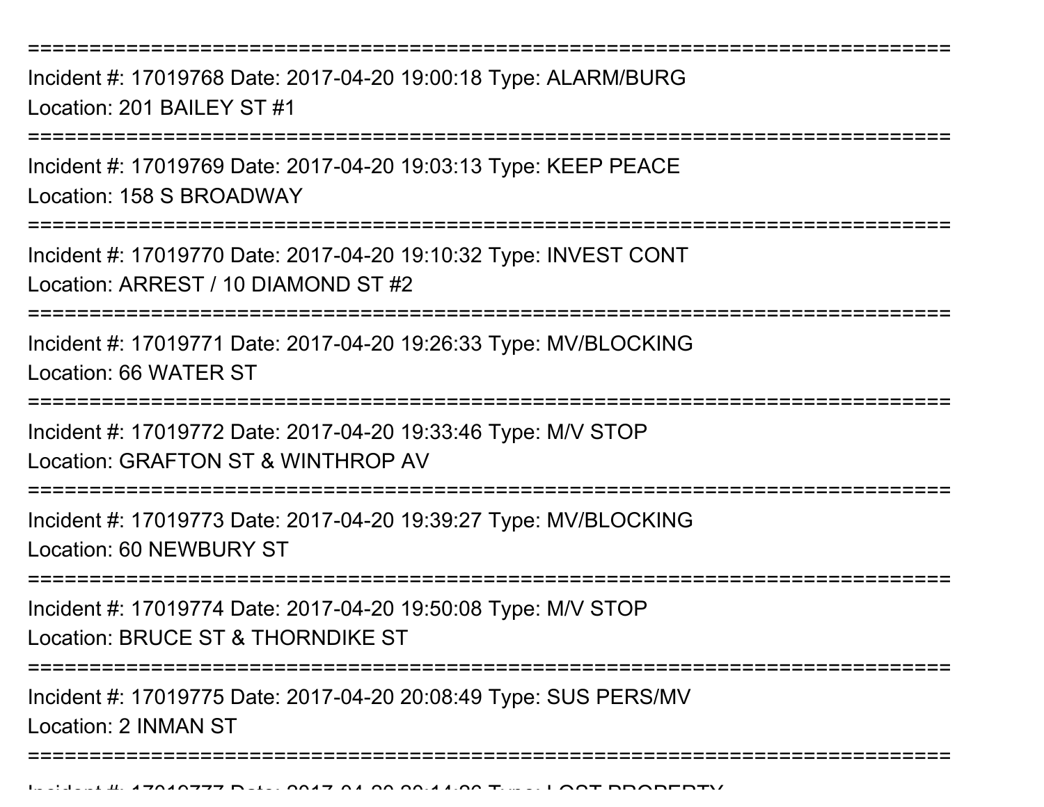===========================================================================

Incident #: 17019768 Date: 2017-04-20 19:00:18 Type: ALARM/BURG
Location: 201 BAILEY ST #1

===========================================================================

Incident #: 17019769 Date: 2017-04-20 19:03:13 Type: KEEP PEACE
Location: 158 S BROADWAY

===========================================================================

Incident #: 17019770 Date: 2017-04-20 19:10:32 Type: INVEST CONT
Location: ARREST / 10 DIAMOND ST #2

===========================================================================

Incident #: 17019771 Date: 2017-04-20 19:26:33 Type: MV/BLOCKING
Location: 66 WATER ST

===========================================================================

Incident #: 17019772 Date: 2017-04-20 19:33:46 Type: M/V STOP
Location: GRAFTON ST & WINTHROP AV

===========================================================================

Incident #: 17019773 Date: 2017-04-20 19:39:27 Type: MV/BLOCKING
Location: 60 NEWBURY ST

===========================================================================

Incident #: 17019774 Date: 2017-04-20 19:50:08 Type: M/V STOP
Location: BRUCE ST & THORNDIKE ST

===========================================================================

Incident #: 17019775 Date: 2017-04-20 20:08:49 Type: SUS PERS/MV
Location: 2 INMAN ST

===========================================================================

Incident #: 17019777 Date: 2017-04-20 20:14:26 Type: LOST PROPERTY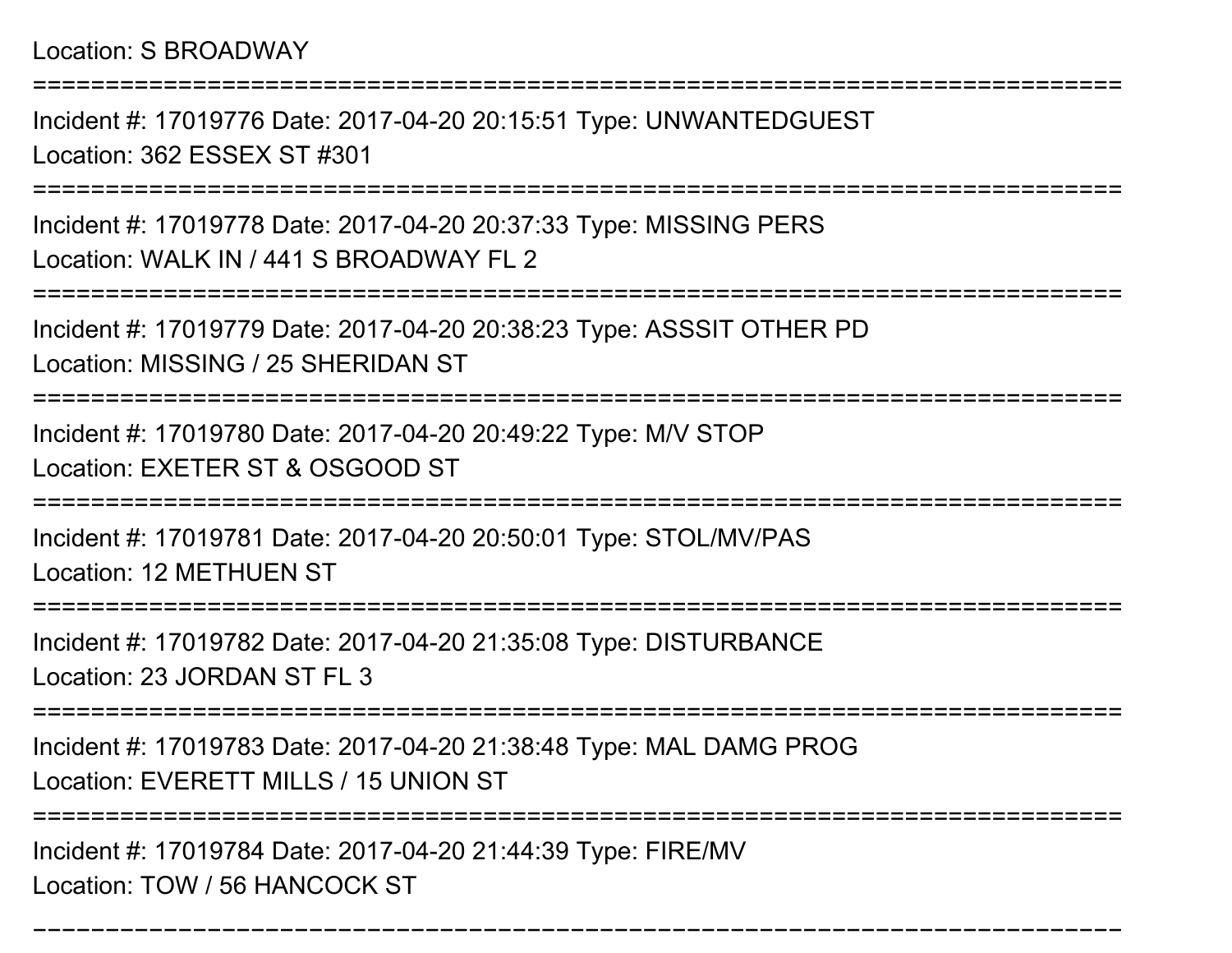Location: S BROADWAY

===========================================================================

Incident #: 17019776 Date: 2017-04-20 20:15:51 Type: UNWANTEDGUEST

Location: 362 ESSEX ST #301

===========================================================================

Incident #: 17019778 Date: 2017-04-20 20:37:33 Type: MISSING PERS

Location: WALK IN / 441 S BROADWAY FL 2

===========================================================================

Incident #: 17019779 Date: 2017-04-20 20:38:23 Type: ASSSIT OTHER PD

Location: MISSING / 25 SHERIDAN ST

===========================================================================

Incident #: 17019780 Date: 2017-04-20 20:49:22 Type: M/V STOP

Location: EXETER ST & OSGOOD ST

===========================================================================

Incident #: 17019781 Date: 2017-04-20 20:50:01 Type: STOL/MV/PAS

Location: 12 METHUEN ST

===========================================================================

Incident #: 17019782 Date: 2017-04-20 21:35:08 Type: DISTURBANCE

Location: 23 JORDAN ST FL 3

===========================================================================

Incident #: 17019783 Date: 2017-04-20 21:38:48 Type: MAL DAMG PROG

Location: EVERETT MILLS / 15 UNION ST

===========================================================================

Incident #: 17019784 Date: 2017-04-20 21:44:39 Type: FIRE/MV

Location: TOW / 56 HANCOCK ST

===========================================================================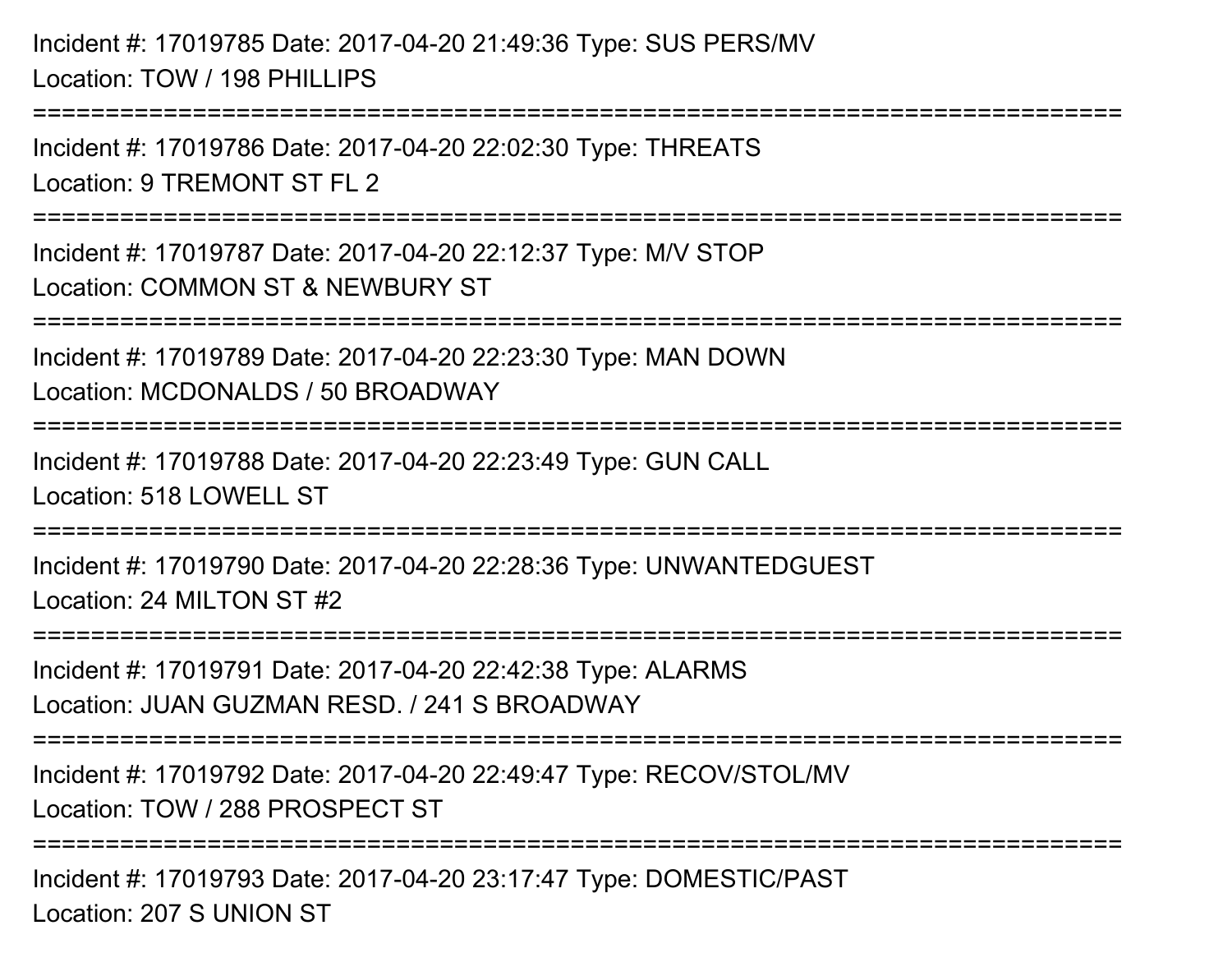Incident #: 17019785 Date: 2017-04-20 21:49:36 Type: SUS PERS/MV
Location: TOW / 198 PHILLIPS

===========================================================================

Incident #: 17019786 Date: 2017-04-20 22:02:30 Type: THREATS
Location: 9 TREMONT ST FL 2

===========================================================================

Incident #: 17019787 Date: 2017-04-20 22:12:37 Type: M/V STOP
Location: COMMON ST & NEWBURY ST

===========================================================================

Incident #: 17019789 Date: 2017-04-20 22:23:30 Type: MAN DOWN
Location: MCDONALDS / 50 BROADWAY

===========================================================================

Incident #: 17019788 Date: 2017-04-20 22:23:49 Type: GUN CALL
Location: 518 LOWELL ST

===========================================================================

Incident #: 17019790 Date: 2017-04-20 22:28:36 Type: UNWANTEDGUEST
Location: 24 MILTON ST #2

===========================================================================

Incident #: 17019791 Date: 2017-04-20 22:42:38 Type: ALARMS
Location: JUAN GUZMAN RESD. / 241 S BROADWAY

===========================================================================

Incident #: 17019792 Date: 2017-04-20 22:49:47 Type: RECOV/STOL/MV
Location: TOW / 288 PROSPECT ST

===========================================================================

Incident #: 17019793 Date: 2017-04-20 23:17:47 Type: DOMESTIC/PAST
Location: 207 S UNION ST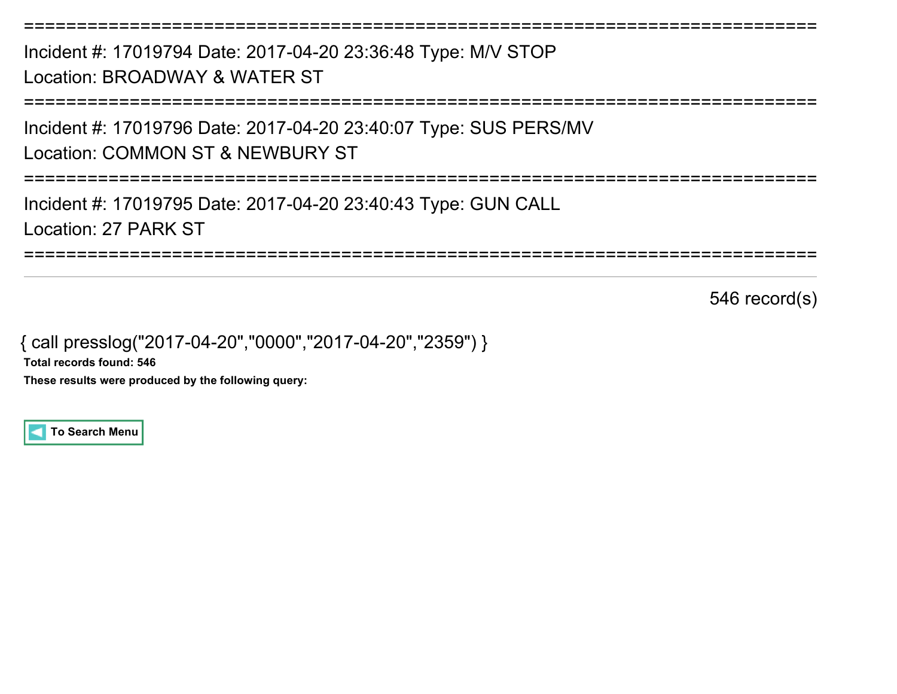===========================================================================

Incident #: 17019794 Date: 2017-04-20 23:36:48 Type: M/V STOP

Location: BROADWAY & WATER ST

===========================================================================

Incident #: 17019796 Date: 2017-04-20 23:40:07 Type: SUS PERS/MV

Location: COMMON ST & NEWBURY ST

===========================================================================

Incident #: 17019795 Date: 2017-04-20 23:40:43 Type: GUN CALL

Location: 27 PARK ST

===========================================================================

---

546 record(s)

{ call presslog("2017-04-20","0000","2017-04-20","2359") }

**Total records found: 546**

**These results were produced by the following query:**

**To Search Menu**